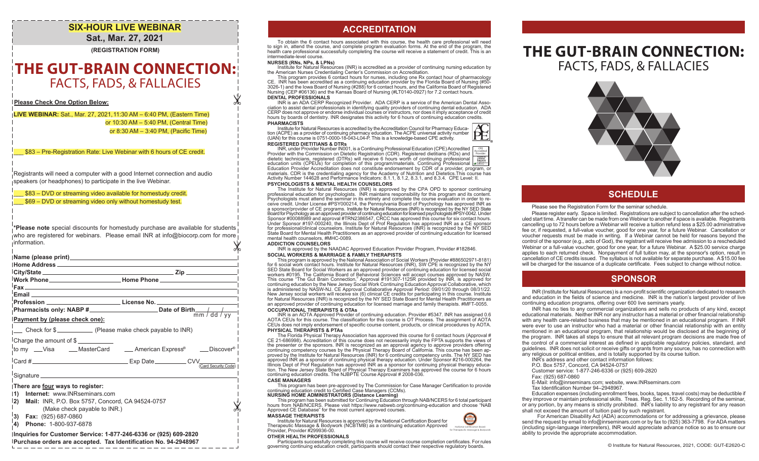**SIX-HOUR LIVE WEBINAR**

**Sat., Mar. 27, 2021**

**(REGISTRATION FORM)**

# THE GUT-BRAIN CONNECTION:
## FACTS, FADS, & FALLACIES

**Please Check One Option Below:**

**LIVE WEBINAR:** Sat., Mar. 27, 2021, 11:30 AM – 6:40 PM, (Eastern Time)
or 10:30 AM – 5:40 PM, (Central Time)
or 8:30 AM – 3:40 PM, (Pacific Time)

___ $83 – Pre-Registration Rate: Live Webinar with 6 hours of CE credit.

Registrants will need a computer with a good Internet connection and audio speakers (or headphones) to participate in the live Webinar.

___ $83 – DVD or streaming video available for homestudy credit.
___ $69 – DVD or streaming video only without homestudy test.

*Please note special discounts for homestudy purchase are available for students who are registered for webinars. Please email INR at info@biocorp.com for more information.

**Name (please print)** ______________________

**Home Address** ______________________

**City/State** ______________________ **Zip** ________

**Work Phone** ______________ **Home Phone** ______________

**Fax** ______________________

**Email** ______________________

**Profession** ______________ **License No.** ______________

**Pharmacists only: NABP #** ______________ **Date of Birth** ___/___/___ (mm / dd / yy)

**Payment by (please check one):**

___ Check for $__________ (Please make check payable to INR)

Charge the amount of $__________

to my ___Visa ___MasterCard ___ American Express® ___Discover®

Card # ______________ Exp Date ________ CVV ________ (Card Security Code)

Signature ______________________

**There are four ways to register:**

1) **Internet:** www.INRseminars.com
2) **Mail:** INR, P.O. Box 5757, Concord, CA 94524-0757 (Make check payable to INR.)
3) **Fax:** (925) 687-0860
4) **Phone:** 1-800-937-6878

**Inquiries for Customer Service: 1-877-246-6336 or (925) 609-2820**
**Purchase orders are accepted. Tax Identification No. 94-2948967**

## ACCREDITATION

To obtain the 6 contact hours associated with this course, the health care professional will need to sign in, attend the course, and complete program evaluation forms. At the end of the program, the health care professional successfully completing the course will receive a statement of credit. This is an intermediate-level course.

**NURSES (RNs, NPs, & LPNs)**

Institute for Natural Resources (INR) is accredited as a provider of continuing nursing education by the American Nurses Credentialing Center's Commission on Accreditation.

This program provides 6 contact hours for nurses, including one Rx contact hour of pharmacology CE. INR has been accredited as a continuing education provider by the Florida Board of Nursing (#50-3026-1) and the Iowa Board of Nursing (#288) for 6 contact hours, and the California Board of Registered Nursing (CEP #06136) and the Kansas Board of Nursing (#LT0140-0927) for 7.2 contact hours.

**DENTAL PROFESSIONALS**

INR is an ADA CERP Recognized Provider. ADA CERP is a service of the American Dental Association to assist dental professionals in identifying quality providers of continuing dental education. ADA CERP does not approve or endorse individual courses or instructors, nor does it imply acceptance of credit hours by boards of dentistry. INR designates this activity for 6 hours of continuing education credits.

**PHARMACISTS**

Institute for Natural Resources is accredited by the Accreditation Council for Pharmacy Education (ACPE) as a provider of continuing pharmacy education. The ACPE universal activity number (UAN) for this course is 0751-0000-18-043-L04-P. This is a knowledge-based CPE activity.

**REGISTERED DIETITIANS & DTRs**

INR, under Provider Number IN001, is a Continuing Professional Education (CPE) Accredited Provider with the Commission on Dietetic Registration (CDR). Registered dietitians (RDs) and dietetic technicians, registered (DTRs) will receive 6 hours worth of continuing professional education units (CPEUs) for completion of this program/materials. Continuing Professional Education Provider Accreditation does not constitute endorsement by CDR of a provider, program, or materials. CDR is the credentialing agency for the Academy of Nutrition and Dietetics.This course has Activity Number 144628 and Performance Indicators: 8.1.1, 8.1.2, 8.3.1, and 8.3.4. CPE Level: II.

**PSYCHOLOGISTS & MENTAL HEALTH COUNSELORS**

The Institute for Natural Resources (INR) is approved by the CPA OPD to sponsor continuing professional education for psychologists. INR maintains responsibility for this program and its content. Psychologists must attend the seminar in its entirety and complete the course evaluation in order to receive credit. Under License #PSY000214, the Pennsylvania Board of Psychology has approved INR as a sponsor/provider of CE programs. Institute for Natural Resources (INR) is recognized by the NY SED State Board for Psychology as an approved provider of continuing education for licensed psychologists #PSY-0042. Under Sponsor #00088989 and approval #TRN2386547, CRCC has approved this course for six contact hours. Under Sponsor #197-000240, the Illinois Dept of Prof Regulation has approved INR as a CE sponsor for professional/clinical counselors. Institute for Natural Resources (INR) is recognized by the NY SED State Board for Mental Health Practitioners as an approved provider of continuing education for licensed mental health counselors, #MHC-0089.

**ADDICTION COUNSELORS**

INR is approved by the NAADAC Approved Education Provider Program, Provider #182846.

**SOCIAL WORKERS & MARRIAGE & FAMILY THERAPISTS**

This program is approved by the National Association of Social Workers (Provider #886502971-8181) for 6 social work contact hours. Institute for Natural Resources (INR), SW CPE is recognized by the NY SED State Board for Social Workers as an approved provider of continuing education for licensed social workers #0195. The California Board of Behavioral Sciences will accept courses approved by NASW. This course "The Gut Brain Connection," Approval #191307-1125R provided by INR, is approved for continuing education by the New Jersey Social Work Continuing Education Approval Collaborative, which is administered by NASW-NJ. CE Approval Collaborative Approval Period: 09/01/20 through 08/31/22. New Jersey social workers will receive six (6) clinical CE credits for participating in this course. Institute for Natural Resources (INR) is recognized by the NY SED State Board for Marital Health Practitioners as an approved provider of continuing education for licensed marriage and family therapists. #MFT-0055.

**OCCUPATIONAL THERAPISTS & OTAs**

INR is an AOTA Approved Provider of continuing education. Provider #5347. INR has assigned 0.6 AOTA CEUs for this course. The classification for this course is OT Process. The assignment of AOTA CEUs does not imply endorsement of specific course content, products, or clinical procedures by AOTA.

**PHYSICAL THERAPISTS & PTAs**

The Florida Physical Therapy Association has approved this course for 6 contact hours (Approval # CE 21-686998). Accreditation of this course does not necessarily imply the FPTA supports the views of the presenter or the sponsors. INR is recognized as an approved agency to approve providers offering continuing competency courses by the Physical Therapy Board of California. This course has been approved by the Institute for Natural Resources (INR) for 6 continuing competency units. The NY SED has approved INR as a sponsor of continuing physical therapy education. Under Sponsor #216-000264, the Illinois Dept of Prof Regulation has approved INR as a sponsor for continuing physical therapy education. The New Jersey State Board of Physical Therapy Examiners has approved the course for 6 hours continuing education credits. The NJBPTE Course Approval # 2008-036.

**CASE MANAGERS**

This program has been pre-approved by The Commission for Case Manager Certification to provide continuing education credit to Certified Case Managers (CCMs).

**NURSING HOME ADMINISTRATORS (Distance Learning)**

This program has been submitted for Continuing Education through NAB/NCERS for 6 total participant hours from NAB/NCERS. Please visit https://www.nabweb.org/continuing-education and choose "NAB Approved CE Database" for the most current approved courses.

**MASSAGE THERAPISTS**

Institute for Natural Resources is approved by the National Certification Board for Therapeutic Massage & Bodywork (NCBTMB) as a continuing education Approved Provider, Provider #299936-00.

**OTHER HEALTH PROFESSIONALS**

Participants successfully completing this course will receive course completion certificates. For rules governing continuing education credit, participants should contact their respective regulatory boards.

# THE GUT-BRAIN CONNECTION:
## FACTS, FADS, & FALLACIES

## SCHEDULE

Please see the Registration Form for the seminar schedule.

Please register early. Space is limited. Registrations are subject to cancellation after the scheduled start time. A transfer can be made from one Webinar to another if space is available. Registrants cancelling up to 72 hours before a Webinar will receive a tuition refund less a $25.00 administrative fee or, if requested, a full-value voucher, good for one year, for a future Webinar. Cancellation or voucher requests must be made in writing. If a Webinar cannot be held for reasons beyond the control of the sponsor (e.g., acts of God), the registrant will receive free admission to a rescheduled Webinar or a full-value voucher, good for one year, for a future Webinar. A $25.00 service charge applies to each returned check. Nonpayment of full tuition may, at the sponsor's option, result in cancellation of CE credits issued. The syllabus is not available for separate purchase. A $15.00 fee will be charged for the issuance of a duplicate certificate. Fees subject to change without notice.

## SPONSOR

INR (Institute for Natural Resources) is a non-profit scientific organization dedicated to research and education in the fields of science and medicine. INR is the nation's largest provider of live continuing education programs, offering over 600 live seminars yearly.

INR has no ties to any commercial organizations and sells no products of any kind, except educational materials. Neither INR nor any instructor has a material or other financial relationship with any health care-related business that may be mentioned in an educational program. If INR were ever to use an instructor who had a material or other financial relationship with an entity mentioned in an educational program, that relationship would be disclosed at the beginning of the program. INR takes all steps to ensure that all relevant program decisions are made free of the control of a commercial interest as defined in applicable regulatory policies, standard, and guidelines. INR does not solicit or receive gifts or grants from any source, has no connection with any religious or political entities, and is totally supported by its course tuition.

INR's address and other contact information follows:
P.O. Box 5757, Concord, CA 94524-0757
Customer service: 1-877-246-6336 or (925) 609-2820
Fax: (925) 687-0860
E-Mail: info@inrseminars.com; website, www.INRseminars.com
Tax Identification Number 94–2948967.

Education expenses (including enrollment fees, books, tapes, travel costs) may be deductible if they improve or maintain professional skills. Treas. Reg. Sec. 1.162-5. Recording of the seminar, or any portion, by any means is strictly prohibited. INR's liability to any registrant for any reason shall not exceed the amount of tuition paid by such registrant.

For American Disability Act (ADA) accommodations or for addressing a grievance, please send the request by email to info@inrseminars.com or by fax to (925) 363-7798. For ADA matters (including sign-language interpreters), INR would appreciate advance notice so as to ensure our ability to provide the appropriate accommodation.

© Institute for Natural Resources, 2021, CODE: GUT-E2620-C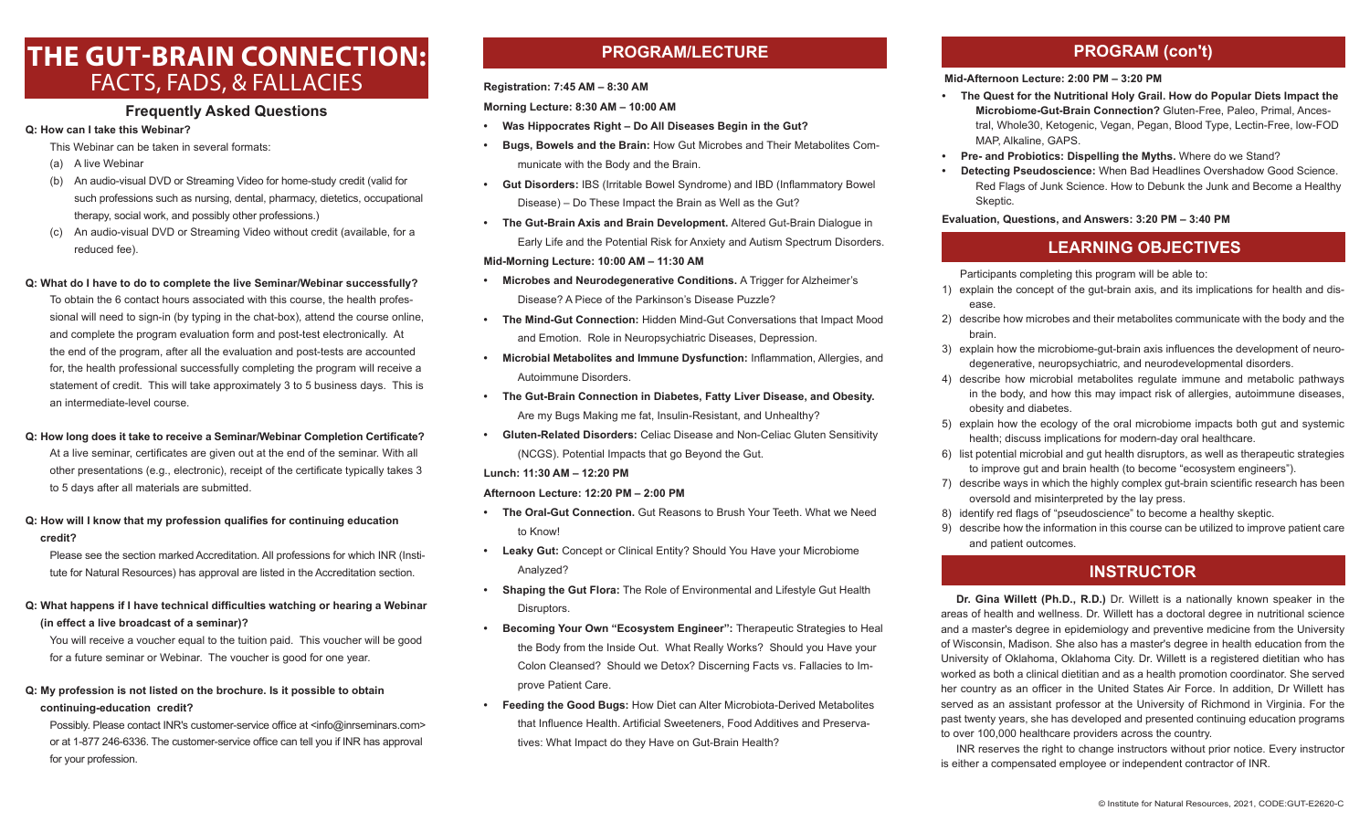# THE GUT-BRAIN CONNECTION: FACTS, FADS, & FALLACIES

## Frequently Asked Questions

**Q: How can I take this Webinar?**

This Webinar can be taken in several formats:

(a) A live Webinar

(b) An audio-visual DVD or Streaming Video for home-study credit (valid for such professions such as nursing, dental, pharmacy, dietetics, occupational therapy, social work, and possibly other professions.)

(c) An audio-visual DVD or Streaming Video without credit (available, for a reduced fee).

**Q: What do I have to do to complete the live Seminar/Webinar successfully?**

To obtain the 6 contact hours associated with this course, the health professional will need to sign-in (by typing in the chat-box), attend the course online, and complete the program evaluation form and post-test electronically. At the end of the program, after all the evaluation and post-tests are accounted for, the health professional successfully completing the program will receive a statement of credit. This will take approximately 3 to 5 business days. This is an intermediate-level course.

**Q: How long does it take to receive a Seminar/Webinar Completion Certificate?**

At a live seminar, certificates are given out at the end of the seminar. With all other presentations (e.g., electronic), receipt of the certificate typically takes 3 to 5 days after all materials are submitted.

**Q: How will I know that my profession qualifies for continuing education credit?**

Please see the section marked Accreditation. All professions for which INR (Institute for Natural Resources) has approval are listed in the Accreditation section.

**Q: What happens if I have technical difficulties watching or hearing a Webinar (in effect a live broadcast of a seminar)?**

You will receive a voucher equal to the tuition paid. This voucher will be good for a future seminar or Webinar. The voucher is good for one year.

**Q: My profession is not listed on the brochure. Is it possible to obtain continuing-education credit?**

Possibly. Please contact INR's customer-service office at <info@inrseminars.com> or at 1-877 246-6336. The customer-service office can tell you if INR has approval for your profession.

## PROGRAM/LECTURE

**Registration: 7:45 AM – 8:30 AM**

**Morning Lecture: 8:30 AM – 10:00 AM**

- **Was Hippocrates Right – Do All Diseases Begin in the Gut?**
- **Bugs, Bowels and the Brain:** How Gut Microbes and Their Metabolites Communicate with the Body and the Brain.
- **Gut Disorders:** IBS (Irritable Bowel Syndrome) and IBD (Inflammatory Bowel Disease) – Do These Impact the Brain as Well as the Gut?
- **The Gut-Brain Axis and Brain Development.** Altered Gut-Brain Dialogue in Early Life and the Potential Risk for Anxiety and Autism Spectrum Disorders.

**Mid-Morning Lecture: 10:00 AM – 11:30 AM**

- **Microbes and Neurodegenerative Conditions.** A Trigger for Alzheimer's Disease? A Piece of the Parkinson's Disease Puzzle?
- **The Mind-Gut Connection:** Hidden Mind-Gut Conversations that Impact Mood and Emotion. Role in Neuropsychiatric Diseases, Depression.
- **Microbial Metabolites and Immune Dysfunction:** Inflammation, Allergies, and Autoimmune Disorders.
- **The Gut-Brain Connection in Diabetes, Fatty Liver Disease, and Obesity.** Are my Bugs Making me fat, Insulin-Resistant, and Unhealthy?
- **Gluten-Related Disorders:** Celiac Disease and Non-Celiac Gluten Sensitivity (NCGS). Potential Impacts that go Beyond the Gut.

**Lunch: 11:30 AM – 12:20 PM**

**Afternoon Lecture: 12:20 PM – 2:00 PM**

- **The Oral-Gut Connection.** Gut Reasons to Brush Your Teeth. What we Need to Know!
- **Leaky Gut:** Concept or Clinical Entity? Should You Have your Microbiome Analyzed?
- **Shaping the Gut Flora:** The Role of Environmental and Lifestyle Gut Health Disruptors.
- **Becoming Your Own "Ecosystem Engineer":** Therapeutic Strategies to Heal the Body from the Inside Out. What Really Works? Should you Have your Colon Cleansed? Should we Detox? Discerning Facts vs. Fallacies to Improve Patient Care.
- **Feeding the Good Bugs:** How Diet can Alter Microbiota-Derived Metabolites that Influence Health. Artificial Sweeteners, Food Additives and Preservatives: What Impact do they Have on Gut-Brain Health?

## PROGRAM (con't)

**Mid-Afternoon Lecture: 2:00 PM – 3:20 PM**

- **The Quest for the Nutritional Holy Grail. How do Popular Diets Impact the Microbiome-Gut-Brain Connection?** Gluten-Free, Paleo, Primal, Ancestral, Whole30, Ketogenic, Vegan, Pegan, Blood Type, Lectin-Free, low-FODMAP, Alkaline, GAPS.
- **Pre- and Probiotics: Dispelling the Myths.** Where do we Stand?
- **Detecting Pseudoscience:** When Bad Headlines Overshadow Good Science. Red Flags of Junk Science. How to Debunk the Junk and Become a Healthy Skeptic.

**Evaluation, Questions, and Answers: 3:20 PM – 3:40 PM**

## LEARNING OBJECTIVES

Participants completing this program will be able to:

1) explain the concept of the gut-brain axis, and its implications for health and disease.
2) describe how microbes and their metabolites communicate with the body and the brain.
3) explain how the microbiome-gut-brain axis influences the development of neurodegenerative, neuropsychiatric, and neurodevelopmental disorders.
4) describe how microbial metabolites regulate immune and metabolic pathways in the body, and how this may impact risk of allergies, autoimmune diseases, obesity and diabetes.
5) explain how the ecology of the oral microbiome impacts both gut and systemic health; discuss implications for modern-day oral healthcare.
6) list potential microbial and gut health disruptors, as well as therapeutic strategies to improve gut and brain health (to become "ecosystem engineers").
7) describe ways in which the highly complex gut-brain scientific research has been oversold and misinterpreted by the lay press.
8) identify red flags of "pseudoscience" to become a healthy skeptic.
9) describe how the information in this course can be utilized to improve patient care and patient outcomes.

## INSTRUCTOR

**Dr. Gina Willett (Ph.D., R.D.)** Dr. Willett is a nationally known speaker in the areas of health and wellness. Dr. Willett has a doctoral degree in nutritional science and a master's degree in epidemiology and preventive medicine from the University of Wisconsin, Madison. She also has a master's degree in health education from the University of Oklahoma, Oklahoma City. Dr. Willett is a registered dietitian who has worked as both a clinical dietitian and as a health promotion coordinator. She served her country as an officer in the United States Air Force. In addition, Dr Willett has served as an assistant professor at the University of Richmond in Virginia. For the past twenty years, she has developed and presented continuing education programs to over 100,000 healthcare providers across the country.

INR reserves the right to change instructors without prior notice. Every instructor is either a compensated employee or independent contractor of INR.

© Institute for Natural Resources, 2021, CODE:GUT-E2620-C